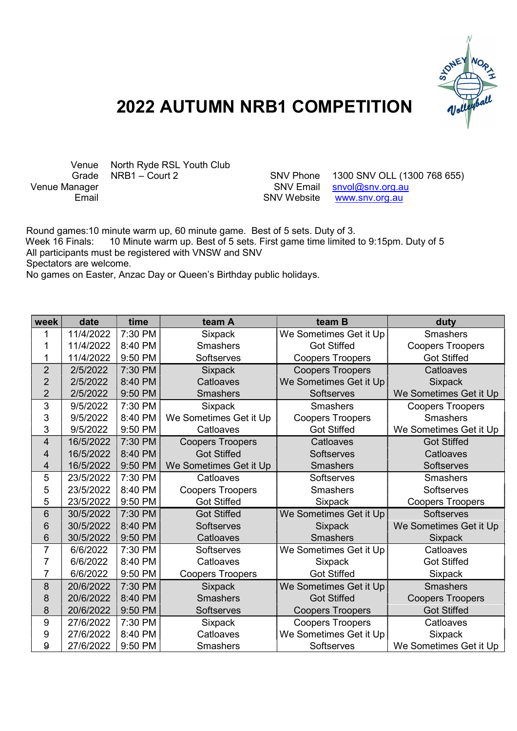# 2022 AUTUMN NRB1 COMPETITION

Venue: North Ryde RSL Youth Club
Grade: NRB1 – Court 2
Venue Manager:
Email:

SNV Phone: 1300 SNV OLL (1300 768 655)
SNV Email: snvol@snv.org.au
SNV Website: www.snv.org.au

Round games:10 minute warm up, 60 minute game. Best of 5 sets. Duty of 3.
Week 16 Finals: 10 Minute warm up. Best of 5 sets. First game time limited to 9:15pm. Duty of 5
All participants must be registered with VNSW and SNV
Spectators are welcome.
No games on Easter, Anzac Day or Queen's Birthday public holidays.

| week | date | time | team A | team B | duty |
|---|---|---|---|---|---|
| 1 | 11/4/2022 | 7:30 PM | Sixpack | We Sometimes Get it Up | Smashers |
| 1 | 11/4/2022 | 8:40 PM | Smashers | Got Stiffed | Coopers Troopers |
| 1 | 11/4/2022 | 9:50 PM | Softserves | Coopers Troopers | Got Stiffed |
| 2 | 2/5/2022 | 7:30 PM | Sixpack | Coopers Troopers | Catloaves |
| 2 | 2/5/2022 | 8:40 PM | Catloaves | We Sometimes Get it Up | Sixpack |
| 2 | 2/5/2022 | 9:50 PM | Smashers | Softserves | We Sometimes Get it Up |
| 3 | 9/5/2022 | 7:30 PM | Sixpack | Smashers | Coopers Troopers |
| 3 | 9/5/2022 | 8:40 PM | We Sometimes Get it Up | Coopers Troopers | Smashers |
| 3 | 9/5/2022 | 9:50 PM | Catloaves | Got Stiffed | We Sometimes Get it Up |
| 4 | 16/5/2022 | 7:30 PM | Coopers Troopers | Catloaves | Got Stiffed |
| 4 | 16/5/2022 | 8:40 PM | Got Stiffed | Softserves | Catloaves |
| 4 | 16/5/2022 | 9:50 PM | We Sometimes Get it Up | Smashers | Softserves |
| 5 | 23/5/2022 | 7:30 PM | Catloaves | Softserves | Smashers |
| 5 | 23/5/2022 | 8:40 PM | Coopers Troopers | Smashers | Softserves |
| 5 | 23/5/2022 | 9:50 PM | Got Stiffed | Sixpack | Coopers Troopers |
| 6 | 30/5/2022 | 7:30 PM | Got Stiffed | We Sometimes Get it Up | Softserves |
| 6 | 30/5/2022 | 8:40 PM | Softserves | Sixpack | We Sometimes Get it Up |
| 6 | 30/5/2022 | 9:50 PM | Catloaves | Smashers | Sixpack |
| 7 | 6/6/2022 | 7:30 PM | Softserves | We Sometimes Get it Up | Catloaves |
| 7 | 6/6/2022 | 8:40 PM | Catloaves | Sixpack | Got Stiffed |
| 7 | 6/6/2022 | 9:50 PM | Coopers Troopers | Got Stiffed | Sixpack |
| 8 | 20/6/2022 | 7:30 PM | Sixpack | We Sometimes Get it Up | Smashers |
| 8 | 20/6/2022 | 8:40 PM | Smashers | Got Stiffed | Coopers Troopers |
| 8 | 20/6/2022 | 9:50 PM | Softserves | Coopers Troopers | Got Stiffed |
| 9 | 27/6/2022 | 7:30 PM | Sixpack | Coopers Troopers | Catloaves |
| 9 | 27/6/2022 | 8:40 PM | Catloaves | We Sometimes Get it Up | Sixpack |
| 9 | 27/6/2022 | 9:50 PM | Smashers | Softserves | We Sometimes Get it Up |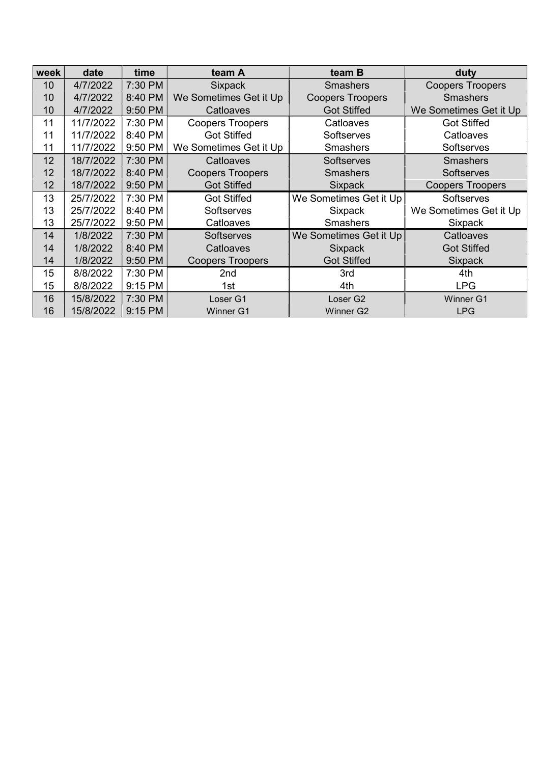| week | date | time | team A | team B | duty |
| --- | --- | --- | --- | --- | --- |
| 10 | 4/7/2022 | 7:30 PM | Sixpack | Smashers | Coopers Troopers |
| 10 | 4/7/2022 | 8:40 PM | We Sometimes Get it Up | Coopers Troopers | Smashers |
| 10 | 4/7/2022 | 9:50 PM | Catloaves | Got Stiffed | We Sometimes Get it Up |
| 11 | 11/7/2022 | 7:30 PM | Coopers Troopers | Catloaves | Got Stiffed |
| 11 | 11/7/2022 | 8:40 PM | Got Stiffed | Softserves | Catloaves |
| 11 | 11/7/2022 | 9:50 PM | We Sometimes Get it Up | Smashers | Softserves |
| 12 | 18/7/2022 | 7:30 PM | Catloaves | Softserves | Smashers |
| 12 | 18/7/2022 | 8:40 PM | Coopers Troopers | Smashers | Softserves |
| 12 | 18/7/2022 | 9:50 PM | Got Stiffed | Sixpack | Coopers Troopers |
| 13 | 25/7/2022 | 7:30 PM | Got Stiffed | We Sometimes Get it Up | Softserves |
| 13 | 25/7/2022 | 8:40 PM | Softserves | Sixpack | We Sometimes Get it Up |
| 13 | 25/7/2022 | 9:50 PM | Catloaves | Smashers | Sixpack |
| 14 | 1/8/2022 | 7:30 PM | Softserves | We Sometimes Get it Up | Catloaves |
| 14 | 1/8/2022 | 8:40 PM | Catloaves | Sixpack | Got Stiffed |
| 14 | 1/8/2022 | 9:50 PM | Coopers Troopers | Got Stiffed | Sixpack |
| 15 | 8/8/2022 | 7:30 PM | 2nd | 3rd | 4th |
| 15 | 8/8/2022 | 9:15 PM | 1st | 4th | LPG |
| 16 | 15/8/2022 | 7:30 PM | Loser G1 | Loser G2 | Winner G1 |
| 16 | 15/8/2022 | 9:15 PM | Winner G1 | Winner G2 | LPG |